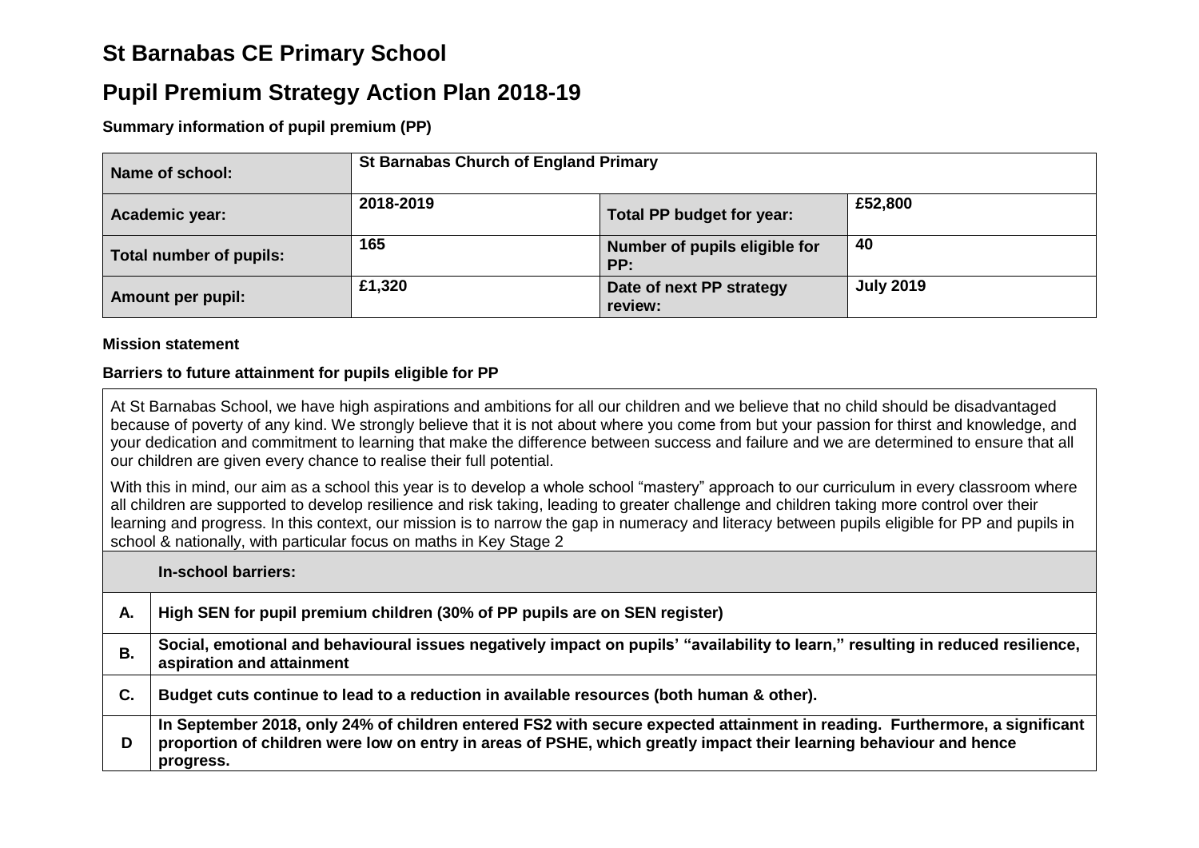# St Barnabas CE Primary School

# Pupil Premium Strategy Action Plan 2018-19

**Summary information of pupil premium (PP)**

| **Name of school:** | **St Barnabas Church of England Primary** | | |
|---|---|---|---|
| **Academic year:** | **2018-2019** | **Total PP budget for year:** | **£52,800** |
| **Total number of pupils:** | **165** | **Number of pupils eligible for PP:** | **40** |
| **Amount per pupil:** | **£1,320** | **Date of next PP strategy review:** | **July 2019** |

**Mission statement**

**Barriers to future attainment for pupils eligible for PP**

At St Barnabas School, we have high aspirations and ambitions for all our children and we believe that no child should be disadvantaged because of poverty of any kind. We strongly believe that it is not about where you come from but your passion for thirst and knowledge, and your dedication and commitment to learning that make the difference between success and failure and we are determined to ensure that all our children are given every chance to realise their full potential.

With this in mind, our aim as a school this year is to develop a whole school "mastery" approach to our curriculum in every classroom where all children are supported to develop resilience and risk taking, leading to greater challenge and children taking more control over their learning and progress. In this context, our mission is to narrow the gap in numeracy and literacy between pupils eligible for PP and pupils in school & nationally, with particular focus on maths in Key Stage 2

| | **In-school barriers:** |
|---|---|
| **A.** | **High SEN for pupil premium children (30% of PP pupils are on SEN register)** |
| **B.** | **Social, emotional and behavioural issues negatively impact on pupils' "availability to learn," resulting in reduced resilience, aspiration and attainment** |
| **C.** | **Budget cuts continue to lead to a reduction in available resources (both human & other).** |
| **D** | **In September 2018, only 24% of children entered FS2 with secure expected attainment in reading. Furthermore, a significant proportion of children were low on entry in areas of PSHE, which greatly impact their learning behaviour and hence progress.** |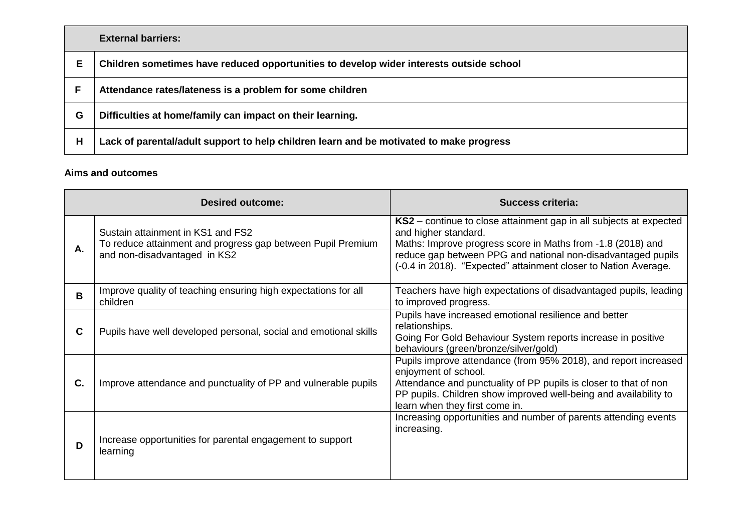| | External barriers: |
|---|---|
| **E** | **Children sometimes have reduced opportunities to develop wider interests outside school** |
| **F** | **Attendance rates/lateness is a problem for some children** |
| **G** | **Difficulties at home/family can impact on their learning.** |
| **H** | **Lack of parental/adult support to help children learn and be motivated to make progress** |

**Aims and outcomes**

| | Desired outcome: | Success criteria: |
|---|---|---|
| **A.** | Sustain attainment in KS1 and FS2<br>To reduce attainment and progress gap between Pupil Premium and non-disadvantaged in KS2 | **KS2** – continue to close attainment gap in all subjects at expected and higher standard.<br>Maths: Improve progress score in Maths from -1.8 (2018) and reduce gap between PPG and national non-disadvantaged pupils (-0.4 in 2018). "Expected" attainment closer to Nation Average. |
| **B** | Improve quality of teaching ensuring high expectations for all children | Teachers have high expectations of disadvantaged pupils, leading to improved progress. |
| **C** | Pupils have well developed personal, social and emotional skills | Pupils have increased emotional resilience and better relationships.<br>Going For Gold Behaviour System reports increase in positive behaviours (green/bronze/silver/gold) |
| **C.** | Improve attendance and punctuality of PP and vulnerable pupils | Pupils improve attendance (from 95% 2018), and report increased enjoyment of school.<br>Attendance and punctuality of PP pupils is closer to that of non PP pupils. Children show improved well-being and availability to learn when they first come in. |
| **D** | Increase opportunities for parental engagement to support learning | Increasing opportunities and number of parents attending events increasing. |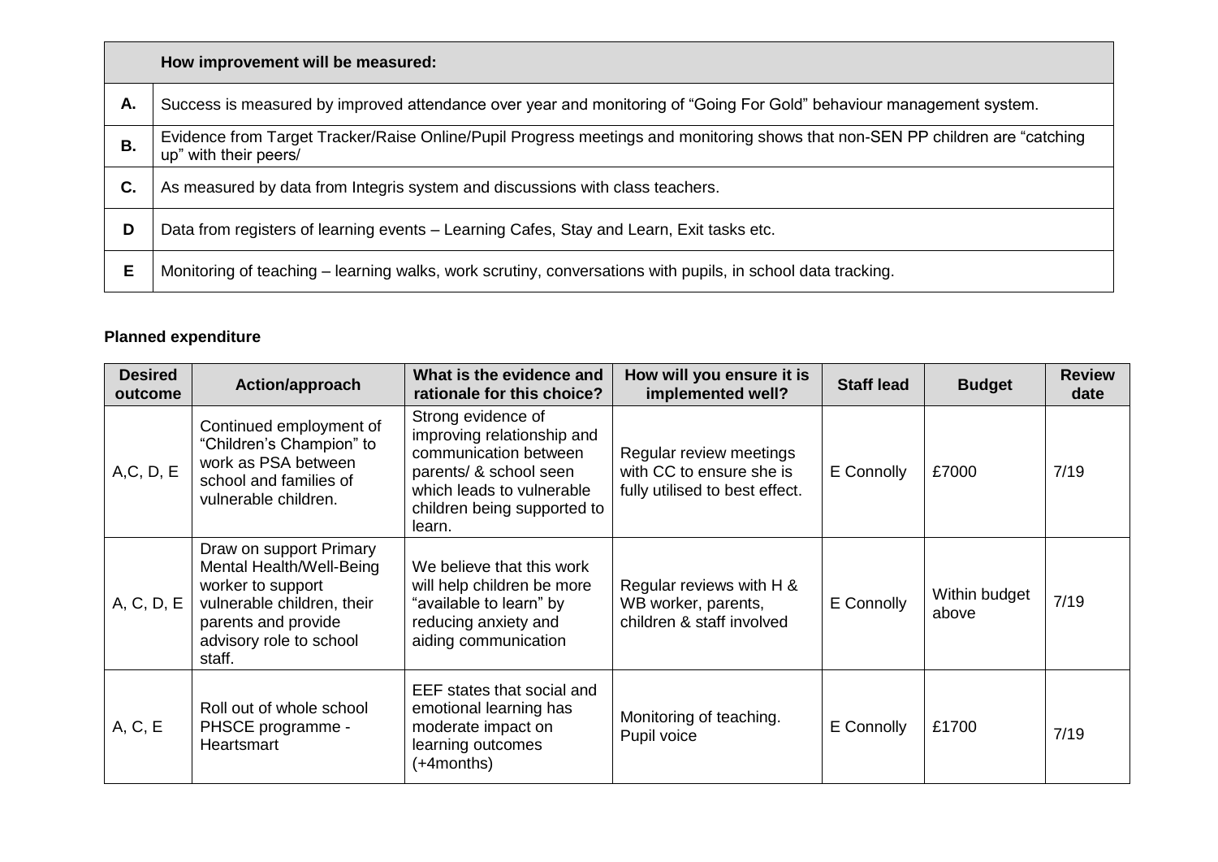| | How improvement will be measured: |
|---|---|
| **A.** | Success is measured by improved attendance over year and monitoring of "Going For Gold" behaviour management system. |
| **B.** | Evidence from Target Tracker/Raise Online/Pupil Progress meetings and monitoring shows that non-SEN PP children are "catching up" with their peers/ |
| **C.** | As measured by data from Integris system and discussions with class teachers. |
| **D** | Data from registers of learning events – Learning Cafes, Stay and Learn, Exit tasks etc. |
| **E** | Monitoring of teaching – learning walks, work scrutiny, conversations with pupils, in school data tracking. |

**Planned expenditure**

| Desired outcome | Action/approach | What is the evidence and rationale for this choice? | How will you ensure it is implemented well? | Staff lead | Budget | Review date |
|---|---|---|---|---|---|---|
| A,C, D, E | Continued employment of "Children's Champion" to work as PSA between school and families of vulnerable children. | Strong evidence of improving relationship and communication between parents/ & school seen which leads to vulnerable children being supported to learn. | Regular review meetings with CC to ensure she is fully utilised to best effect. | E Connolly | £7000 | 7/19 |
| A, C, D, E | Draw on support Primary Mental Health/Well-Being worker to support vulnerable children, their parents and provide advisory role to school staff. | We believe that this work will help children be more "available to learn" by reducing anxiety and aiding communication | Regular reviews with H & WB worker, parents, children & staff involved | E Connolly | Within budget above | 7/19 |
| A, C, E | Roll out of whole school PHSCE programme - Heartsmart | EEF states that social and emotional learning has moderate impact on learning outcomes (+4months) | Monitoring of teaching. Pupil voice | E Connolly | £1700 | 7/19 |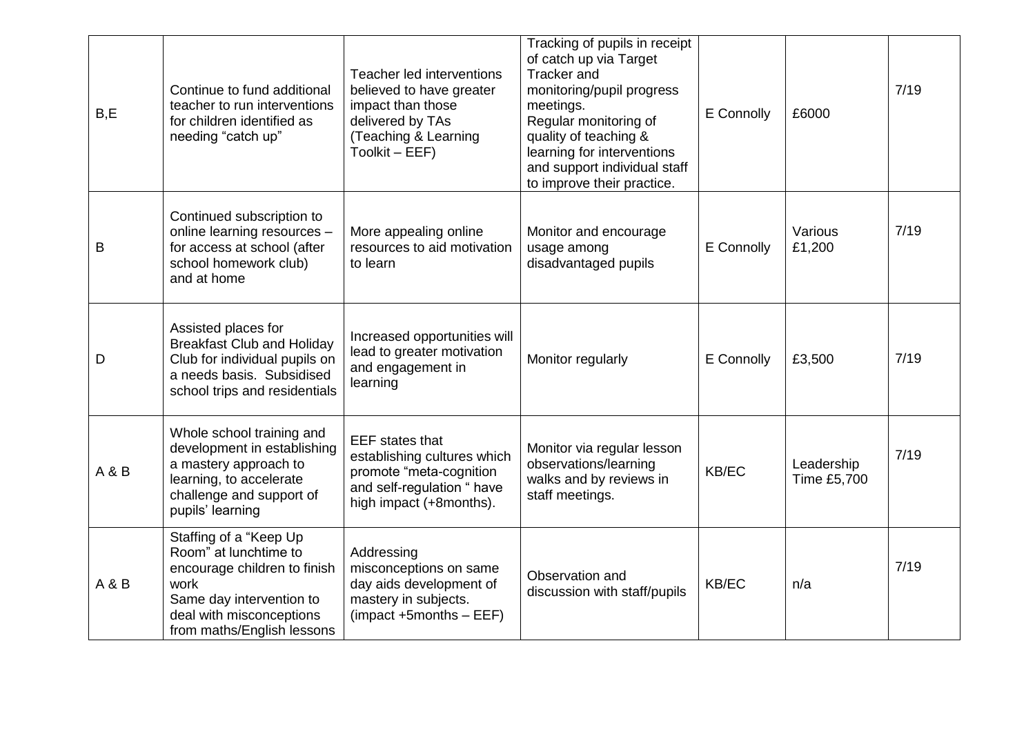| B,E | Continue to fund additional teacher to run interventions for children identified as needing "catch up" | Teacher led interventions believed to have greater impact than those delivered by TAs (Teaching & Learning Toolkit – EEF) | Tracking of pupils in receipt of catch up via Target Tracker and monitoring/pupil progress meetings. Regular monitoring of quality of teaching & learning for interventions and support individual staff to improve their practice. | E Connolly | £6000 | 7/19 |
|---|---|---|---|---|---|---|
| B | Continued subscription to online learning resources – for access at school (after school homework club) and at home | More appealing online resources to aid motivation to learn | Monitor and encourage usage among disadvantaged pupils | E Connolly | Various £1,200 | 7/19 |
| D | Assisted places for Breakfast Club and Holiday Club for individual pupils on a needs basis. Subsidised school trips and residentials | Increased opportunities will lead to greater motivation and engagement in learning | Monitor regularly | E Connolly | £3,500 | 7/19 |
| A & B | Whole school training and development in establishing a mastery approach to learning, to accelerate challenge and support of pupils' learning | EEF states that establishing cultures which promote "meta-cognition and self-regulation " have high impact (+8months). | Monitor via regular lesson observations/learning walks and by reviews in staff meetings. | KB/EC | Leadership Time £5,700 | 7/19 |
| A & B | Staffing of a "Keep Up Room" at lunchtime to encourage children to finish work Same day intervention to deal with misconceptions from maths/English lessons | Addressing misconceptions on same day aids development of mastery in subjects. (impact +5months – EEF) | Observation and discussion with staff/pupils | KB/EC | n/a | 7/19 |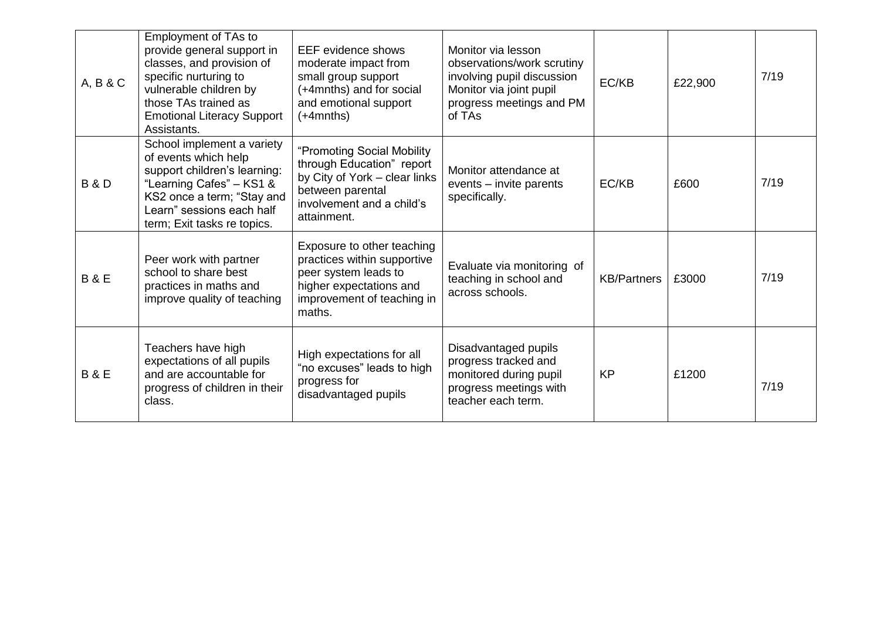| | | | | | | |
|---|---|---|---|---|---|---|
| A, B & C | Employment of TAs to provide general support in classes, and provision of specific nurturing to vulnerable children by those TAs trained as Emotional Literacy Support Assistants. | EEF evidence shows moderate impact from small group support (+4mnths) and for social and emotional support (+4mnths) | Monitor via lesson observations/work scrutiny involving pupil discussion Monitor via joint pupil progress meetings and PM of TAs | EC/KB | £22,900 | 7/19 |
| B & D | School implement a variety of events which help support children's learning: "Learning Cafes" – KS1 & KS2 once a term; "Stay and Learn" sessions each half term; Exit tasks re topics. | "Promoting Social Mobility through Education" report by City of York – clear links between parental involvement and a child's attainment. | Monitor attendance at events – invite parents specifically. | EC/KB | £600 | 7/19 |
| B & E | Peer work with partner school to share best practices in maths and improve quality of teaching | Exposure to other teaching practices within supportive peer system leads to higher expectations and improvement of teaching in maths. | Evaluate via monitoring of teaching in school and across schools. | KB/Partners | £3000 | 7/19 |
| B & E | Teachers have high expectations of all pupils and are accountable for progress of children in their class. | High expectations for all "no excuses" leads to high progress for disadvantaged pupils | Disadvantaged pupils progress tracked and monitored during pupil progress meetings with teacher each term. | KP | £1200 | 7/19 |